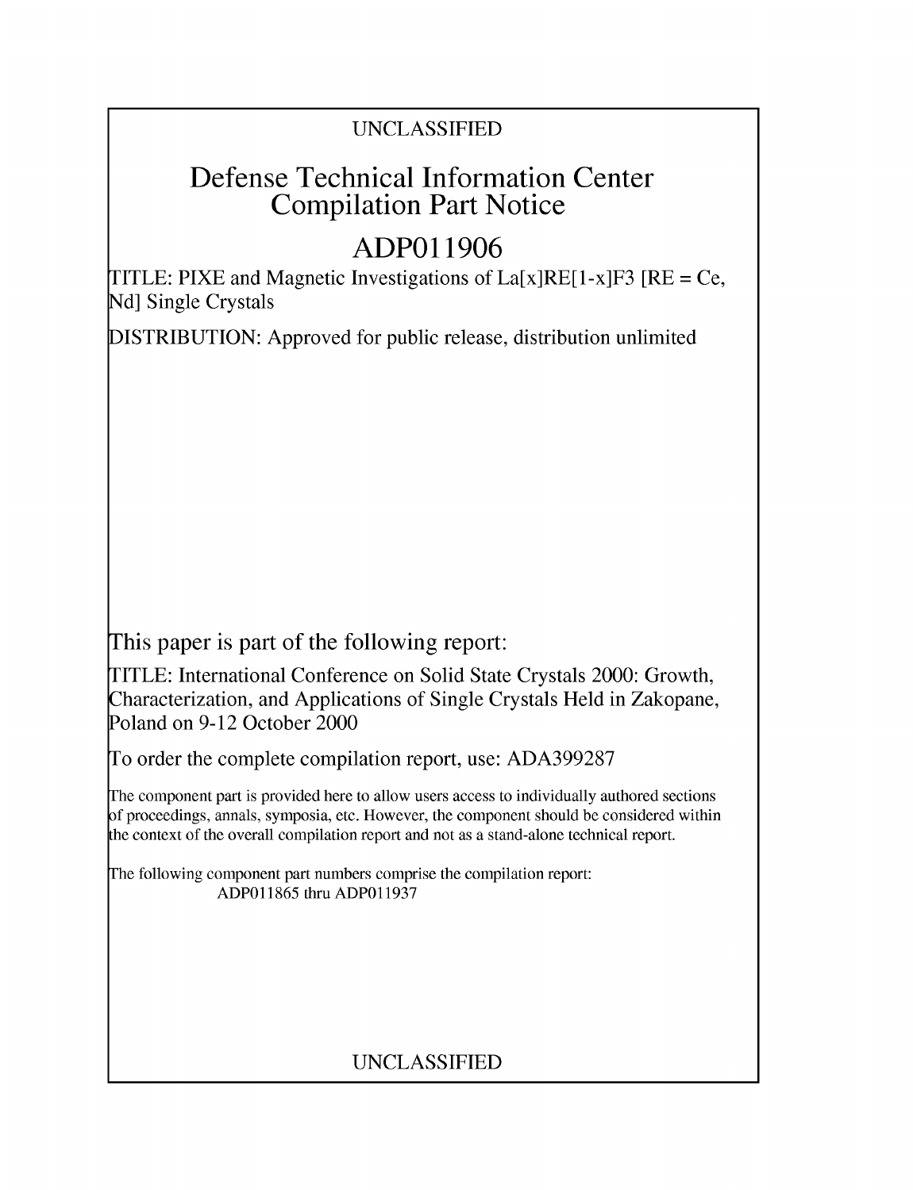UNCLASSIFIED

# Defense Technical Information Center Compilation Part Notice

# ADP011906

TITLE: PIXE and Magnetic Investigations of La[x]RE[1-x]F3 [RE = Ce, Nd] Single Crystals

DISTRIBUTION: Approved for public release, distribution unlimited

This paper is part of the following report:

TITLE: International Conference on Solid State Crystals 2000: Growth, Characterization, and Applications of Single Crystals Held in Zakopane, Poland on 9-12 October 2000

To order the complete compilation report, use: ADA399287

The component part is provided here to allow users access to individually authored sections of proceedings, annals, symposia, etc. However, the component should be considered within the context of the overall compilation report and not as a stand-alone technical report.

The following component part numbers comprise the compilation report:
ADP011865 thru ADP011937

UNCLASSIFIED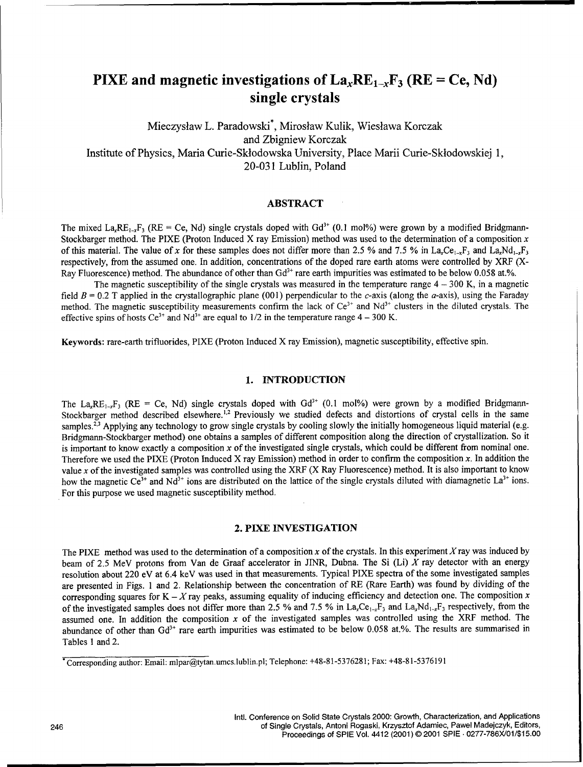# PIXE and magnetic investigations of $La_xRE_{1-x}F_3$ (RE = Ce, Nd) single crystals

Mieczysław L. Paradowski*, Mirosław Kulik, Wiesława Korczak and Zbigniew Korczak

Institute of Physics, Maria Curie-Skłodowska University, Place Marii Curie-Skłodowskiej 1, 20-031 Lublin, Poland

## ABSTRACT

The mixed $La_xRE_{1-x}F_3$ (RE = Ce, Nd) single crystals doped with $Gd^{3+}$ (0.1 mol%) were grown by a modified Bridgmann-Stockbarger method. The PIXE (Proton Induced X ray Emission) method was used to the determination of a composition $x$ of this material. The value of $x$ for these samples does not differ more than 2.5 % and 7.5 % in $La_xCe_{1-x}F_3$ and $La_xNd_{1-x}F_3$ respectively, from the assumed one. In addition, concentrations of the doped rare earth atoms were controlled by XRF (X-Ray Fluorescence) method. The abundance of other than $Gd^{3+}$ rare earth impurities was estimated to be below 0.058 at.%.

The magnetic susceptibility of the single crystals was measured in the temperature range 4 – 300 K, in a magnetic field $B = 0.2$ T applied in the crystallographic plane (001) perpendicular to the $c$-axis (along the $a$-axis), using the Faraday method. The magnetic susceptibility measurements confirm the lack of $Ce^{3+}$ and $Nd^{3+}$ clusters in the diluted crystals. The effective spins of hosts $Ce^{3+}$ and $Nd^{3+}$ are equal to 1/2 in the temperature range 4 – 300 K.

**Keywords:** rare-earth trifluorides, PIXE (Proton Induced X ray Emission), magnetic susceptibility, effective spin.

## 1. INTRODUCTION

The $La_xRE_{1-x}F_3$ (RE = Ce, Nd) single crystals doped with $Gd^{3+}$ (0.1 mol%) were grown by a modified Bridgmann-Stockbarger method described elsewhere.[1,2] Previously we studied defects and distortions of crystal cells in the same samples.[2,3] Applying any technology to grow single crystals by cooling slowly the initially homogeneous liquid material (e.g. Bridgmann-Stockbarger method) one obtains a samples of different composition along the direction of crystallization. So it is important to know exactly a composition $x$ of the investigated single crystals, which could be different from nominal one. Therefore we used the PIXE (Proton Induced X ray Emission) method in order to confirm the composition $x$. In addition the value $x$ of the investigated samples was controlled using the XRF (X Ray Fluorescence) method. It is also important to know how the magnetic $Ce^{3+}$ and $Nd^{3+}$ ions are distributed on the lattice of the single crystals diluted with diamagnetic $La^{3+}$ ions. For this purpose we used magnetic susceptibility method.

## 2. PIXE INVESTIGATION

The PIXE method was used to the determination of a composition $x$ of the crystals. In this experiment $X$ ray was induced by beam of 2.5 MeV protons from Van de Graaf accelerator in JINR, Dubna. The Si (Li) $X$ ray detector with an energy resolution about 220 eV at 6.4 keV was used in that measurements. Typical PIXE spectra of the some investigated samples are presented in Figs. 1 and 2. Relationship between the concentration of RE (Rare Earth) was found by dividing of the corresponding squares for K – $X$ ray peaks, assuming equality of inducing efficiency and detection one. The composition $x$ of the investigated samples does not differ more than 2.5 % and 7.5 % in $La_xCe_{1-x}F_3$ and $La_xNd_{1-x}F_3$ respectively, from the assumed one. In addition the composition $x$ of the investigated samples was controlled using the XRF method. The abundance of other than $Gd^{3+}$ rare earth impurities was estimated to be below 0.058 at.%. The results are summarised in Tables 1 and 2.

*Corresponding author: Email: mlpar@tytan.umcs.lublin.pl; Telephone: +48-81-5376281; Fax: +48-81-5376191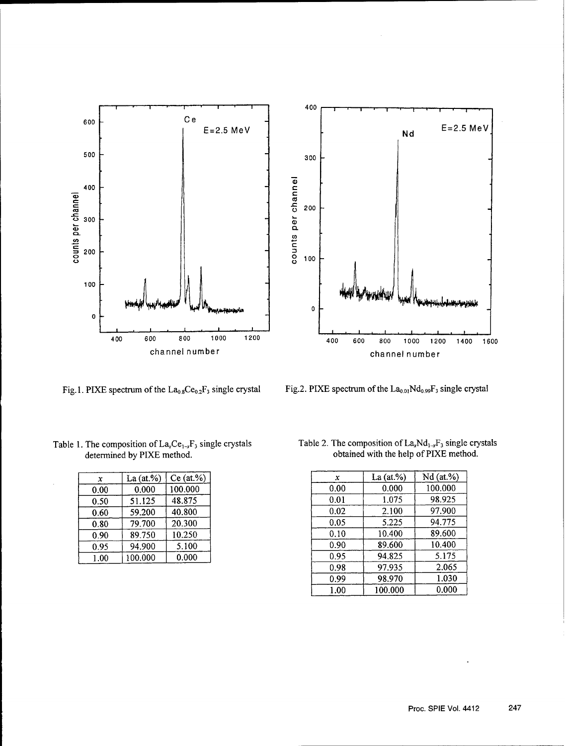Fig.1. PIXE spectrum of the $La_{0.8}Ce_{0.2}F_3$ single crystal

Fig.2. PIXE spectrum of the $La_{0.01}Nd_{0.99}F_3$ single crystal

Table 1. The composition of $La_xCe_{1-x}F_3$ single crystals determined by PIXE method.

| $x$ | La (at.%) | Ce (at.%) |
|---|---|---|
| 0.00 | 0.000 | 100.000 |
| 0.50 | 51.125 | 48.875 |
| 0.60 | 59.200 | 40.800 |
| 0.80 | 79.700 | 20.300 |
| 0.90 | 89.750 | 10.250 |
| 0.95 | 94.900 | 5.100 |
| 1.00 | 100.000 | 0.000 |

Table 2. The composition of $La_xNd_{1-x}F_3$ single crystals obtained with the help of PIXE method.

| $x$ | La (at.%) | Nd (at.%) |
|---|---|---|
| 0.00 | 0.000 | 100.000 |
| 0.01 | 1.075 | 98.925 |
| 0.02 | 2.100 | 97.900 |
| 0.05 | 5.225 | 94.775 |
| 0.10 | 10.400 | 89.600 |
| 0.90 | 89.600 | 10.400 |
| 0.95 | 94.825 | 5.175 |
| 0.98 | 97.935 | 2.065 |
| 0.99 | 98.970 | 1.030 |
| 1.00 | 100.000 | 0.000 |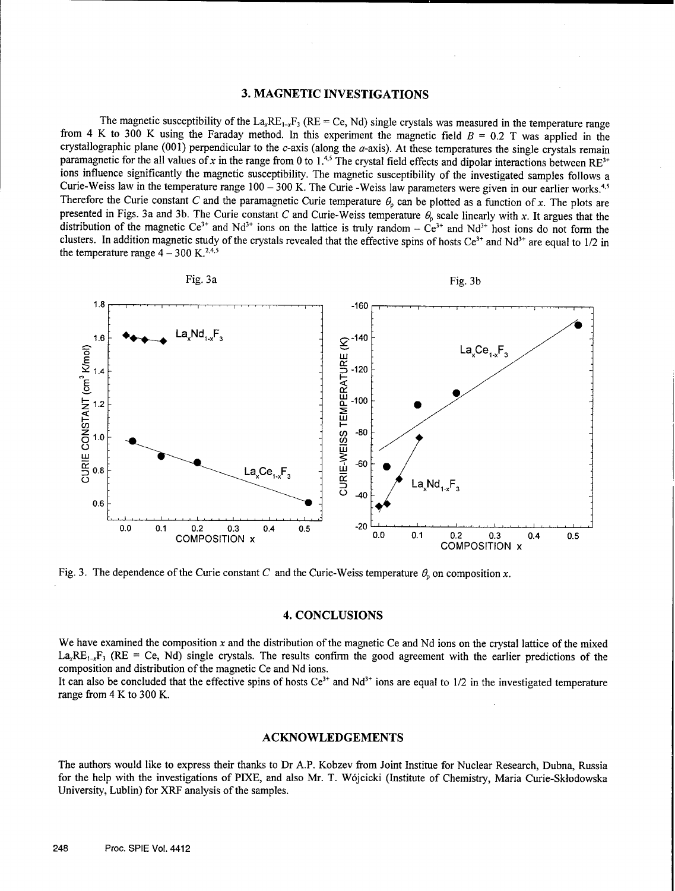## 3. MAGNETIC INVESTIGATIONS

The magnetic susceptibility of the $La_xRE_{1-x}F_3$ (RE = Ce, Nd) single crystals was measured in the temperature range from 4 K to 300 K using the Faraday method. In this experiment the magnetic field $B$ = 0.2 T was applied in the crystallographic plane (001) perpendicular to the $c$-axis (along the $a$-axis). At these temperatures the single crystals remain paramagnetic for the all values of $x$ in the range from 0 to 1.[4,5] The crystal field effects and dipolar interactions between $RE^{3+}$ ions influence significantly the magnetic susceptibility. The magnetic susceptibility of the investigated samples follows a Curie-Weiss law in the temperature range 100 – 300 K. The Curie -Weiss law parameters were given in our earlier works.[4,5] Therefore the Curie constant $C$ and the paramagnetic Curie temperature $\theta_p$ can be plotted as a function of $x$. The plots are presented in Figs. 3a and 3b. The Curie constant $C$ and Curie-Weiss temperature $\theta_p$ scale linearly with $x$. It argues that the distribution of the magnetic $Ce^{3+}$ and $Nd^{3+}$ ions on the lattice is truly random – $Ce^{3+}$ and $Nd^{3+}$ host ions do not form the clusters. In addition magnetic study of the crystals revealed that the effective spins of hosts $Ce^{3+}$ and $Nd^{3+}$ are equal to 1/2 in the temperature range 4 – 300 K.[2,4,5]

Fig. 3. The dependence of the Curie constant $C$ and the Curie-Weiss temperature $\theta_p$ on composition $x$.

## 4. CONCLUSIONS

We have examined the composition $x$ and the distribution of the magnetic Ce and Nd ions on the crystal lattice of the mixed $La_xRE_{1-x}F_3$ (RE = Ce, Nd) single crystals. The results confirm the good agreement with the earlier predictions of the composition and distribution of the magnetic Ce and Nd ions.
It can also be concluded that the effective spins of hosts $Ce^{3+}$ and $Nd^{3+}$ ions are equal to 1/2 in the investigated temperature range from 4 K to 300 K.

## ACKNOWLEDGEMENTS

The authors would like to express their thanks to Dr A.P. Kobzev from Joint Institue for Nuclear Research, Dubna, Russia for the help with the investigations of PIXE, and also Mr. T. Wójcicki (Institute of Chemistry, Maria Curie-Skłodowska University, Lublin) for XRF analysis of the samples.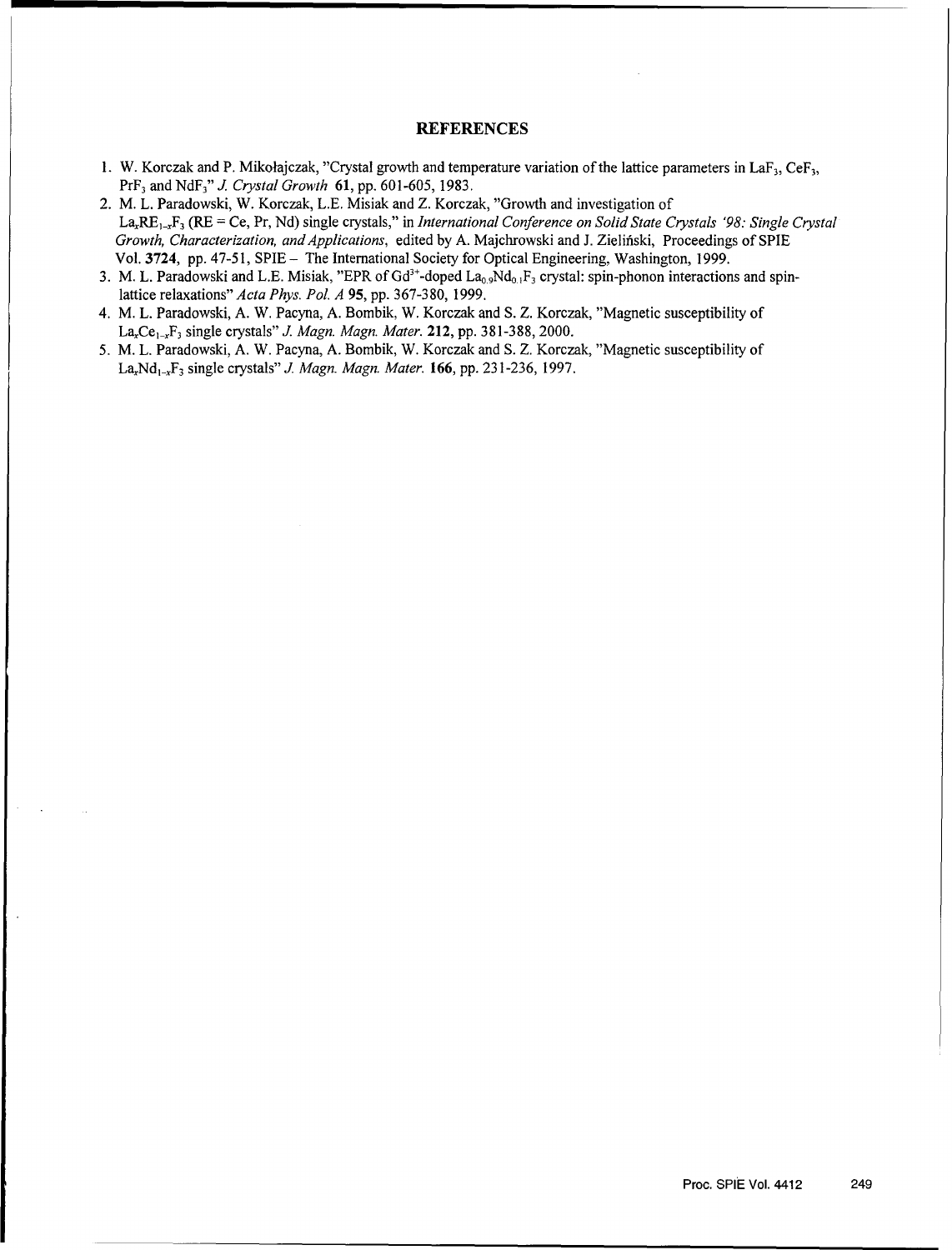## REFERENCES

1. W. Korczak and P. Mikołajczak, "Crystal growth and temperature variation of the lattice parameters in $LaF_3$, $CeF_3$, $PrF_3$ and $NdF_3$" *J. Crystal Growth* **61**, pp. 601-605, 1983.
2. M. L. Paradowski, W. Korczak, L.E. Misiak and Z. Korczak, "Growth and investigation of $La_xRE_{1-x}F_3$ (RE = Ce, Pr, Nd) single crystals," in *International Conference on Solid State Crystals '98: Single Crystal Growth, Characterization, and Applications*, edited by A. Majchrowski and J. Zieliński, Proceedings of SPIE Vol. **3724**, pp. 47-51, SPIE – The International Society for Optical Engineering, Washington, 1999.
3. M. L. Paradowski and L.E. Misiak, "EPR of $Gd^{3+}$-doped $La_{0.9}Nd_{0.1}F_3$ crystal: spin-phonon interactions and spin-lattice relaxations" *Acta Phys. Pol. A* **95**, pp. 367-380, 1999.
4. M. L. Paradowski, A. W. Pacyna, A. Bombik, W. Korczak and S. Z. Korczak, "Magnetic susceptibility of $La_xCe_{1-x}F_3$ single crystals" *J. Magn. Magn. Mater.* **212**, pp. 381-388, 2000.
5. M. L. Paradowski, A. W. Pacyna, A. Bombik, W. Korczak and S. Z. Korczak, "Magnetic susceptibility of $La_xNd_{1-x}F_3$ single crystals" *J. Magn. Magn. Mater.* **166**, pp. 231-236, 1997.